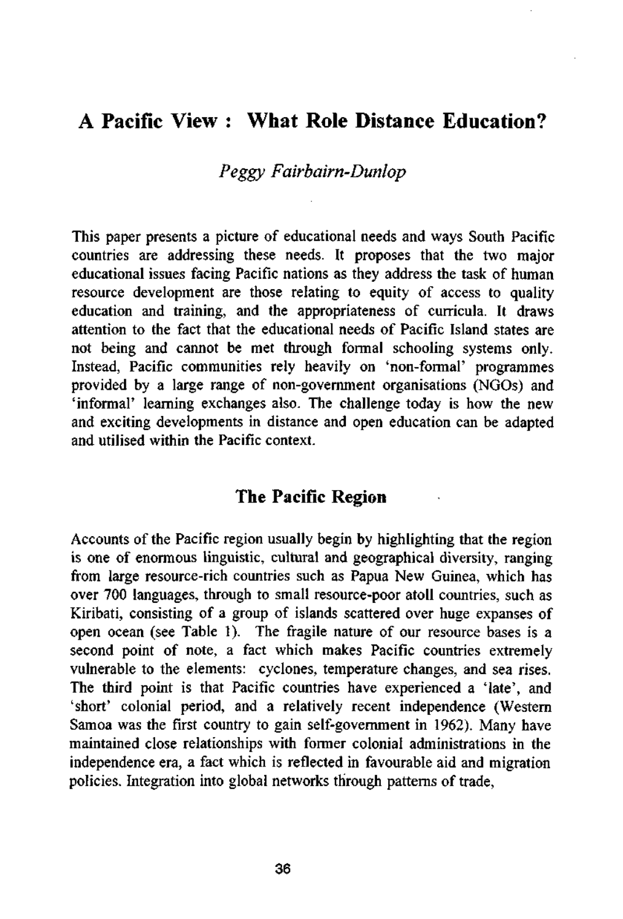# A Pacific View : What Role Distance Education?

*Peggy Fairbairn-Dunlop*

This paper presents a picture of educational needs and ways South Pacific countries are addressing these needs. It proposes that the two major educational issues facing Pacific nations as they address the task of human resource development are those relating to equity of access to quality education and training, and the appropriateness of curricula. It draws attention to the fact that the educational needs of Pacific Island states are not being and cannot be met through formal schooling systems only. Instead, Pacific communities rely heavily on 'non-formal' programmes provided by a large range of non-government organisations (NGOs) and 'informal' learning exchanges also. The challenge today is how the new and exciting developments in distance and open education can be adapted and utilised within the Pacific context.

## The Pacific Region

Accounts of the Pacific region usually begin by highlighting that the region is one of enormous linguistic, cultural and geographical diversity, ranging from large resource-rich countries such as Papua New Guinea, which has over 700 languages, through to small resource-poor atoll countries, such as Kiribati, consisting of a group of islands scattered over huge expanses of open ocean (see Table 1). The fragile nature of our resource bases is a second point of note, a fact which makes Pacific countries extremely vulnerable to the elements: cyclones, temperature changes, and sea rises. The third point is that Pacific countries have experienced a 'late', and 'short' colonial period, and a relatively recent independence (Western Samoa was the first country to gain self-government in 1962). Many have maintained close relationships with former colonial administrations in the independence era, a fact which is reflected in favourable aid and migration policies. Integration into global networks through patterns of trade,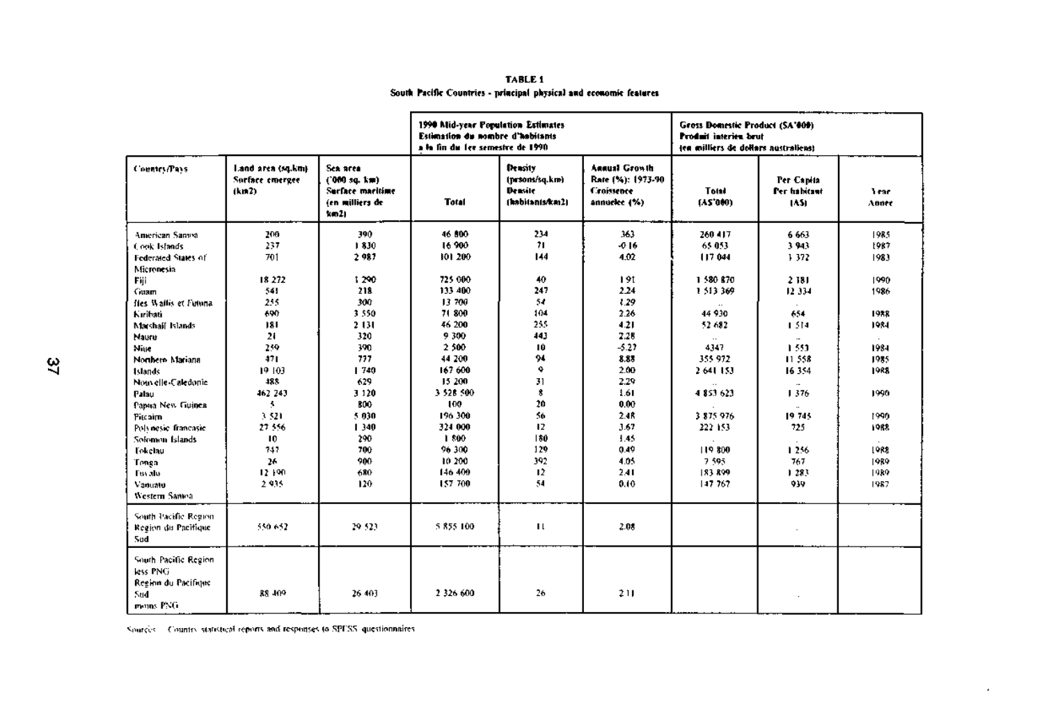**TABLE 1**
**South Pacific Countries - principal physical and economic features**

| Country/Pays | Land area (sq.km) Surface emergee (km2) | Sea area ('000 sq. km) Surface maritime (en milliers de km2) | 1990 Mid-year Population Estimates Estimation du nombre d'habitants a la fin du 1er semestre de 1990 | | | Gross Domestic Product ($A'000) Produit interieur brut (en milliers de dollars australiens) | | |
|---|---|---|---|---|---|---|---|---|
| | | | Total | Density (persons/sq.km) Densite (habitants/km2) | Annual Growth Rate (%): 1973-90 Croissence annuelee (%) | Total (A$'000) | Per Capita Per habitant (A$) | Year Annee |
| American Samoa | 200 | 390 | 46 800 | 234 | 3.63 | 260 417 | 6 663 | 1985 |
| Cook Islands | 237 | 1 830 | 16 900 | 71 | -0.16 | 65 053 | 3 943 | 1987 |
| Federated States of | 701 | 2 987 | 101 200 | 144 | 4.02 | 117 044 | 3 372 | 1983 |
| Micronesia | | | | | | | | |
| Fiji | 18 272 | 1 290 | 725 000 | 40 | 1.91 | 1 580 870 | 2 181 | 1990 |
| Guam | 541 | 218 | 133 400 | 247 | 2.24 | 1 513 369 | 12 334 | 1986 |
| Iles Wallis et Futuna | 255 | 300 | 13 700 | 54 | 1.29 | .. | . | |
| Kiribati | 690 | 3 550 | 71 800 | 104 | 2.26 | 44 930 | 654 | 1988 |
| Marshall Islands | 181 | 2 131 | 46 200 | 255 | 4.21 | 52 682 | 1 514 | 1984 |
| Nauru | 21 | 320 | 9 300 | 443 | 2.28 | .. | .. | . |
| Niue | 259 | 390 | 2 500 | 10 | -5.27 | 4347 | 1 553 | 1984 |
| Northern Mariana | 471 | 777 | 44 200 | 94 | 8.88 | 355 972 | 11 558 | 1985 |
| Islands | 19 103 | 1 740 | 167 600 | 9 | 2.00 | 2 641 153 | 16 354 | 1988 |
| Nouvelle-Caledonie | 488 | 629 | 15 200 | 31 | 2.29 | .. | .. | |
| Palau | 462 243 | 3 120 | 3 528 500 | 8 | 1.61 | 4 853 623 | 1 376 | 1990 |
| Papua New Guinea | 5 | 800 | 100 | 20 | 0.00 | . | .. | |
| Pitcairn | 3 521 | 5 030 | 196 300 | 56 | 2.48 | 3 875 976 | 19 745 | 1990 |
| Polynesie francaise | 27 556 | 1 340 | 324 000 | 12 | 3.67 | 222 153 | 725 | 1988 |
| Solomon Islands | 10 | 290 | 1 800 | 180 | 1.45 | . | . | . |
| Tokelau | 747 | 700 | 96 300 | 129 | 0.49 | 119 800 | 1 256 | 1988 |
| Tonga | 26 | 900 | 10 200 | 392 | 4.05 | 7 595 | 767 | 1989 |
| Tuvalu | 12 190 | 680 | 146 400 | 12 | 2.41 | 183 899 | 1 283 | 1989 |
| Vanuatu | 2 935 | 120 | 157 700 | 54 | 0.10 | 147 767 | 939 | 1987 |
| Western Samoa | | | | | | | | |
| South Pacific Region Region du Pacifique Sud | 550 652 | 29 523 | 5 855 100 | 11 | 2.08 | | . | |
| South Pacific Region less PNG Region du Pacifique Sud moins PNG | 88 409 | 26 403 | 2 326 600 | 26 | 2.11 | | . | |

Sources: Country statistical reports and responses to SPESS questionnaires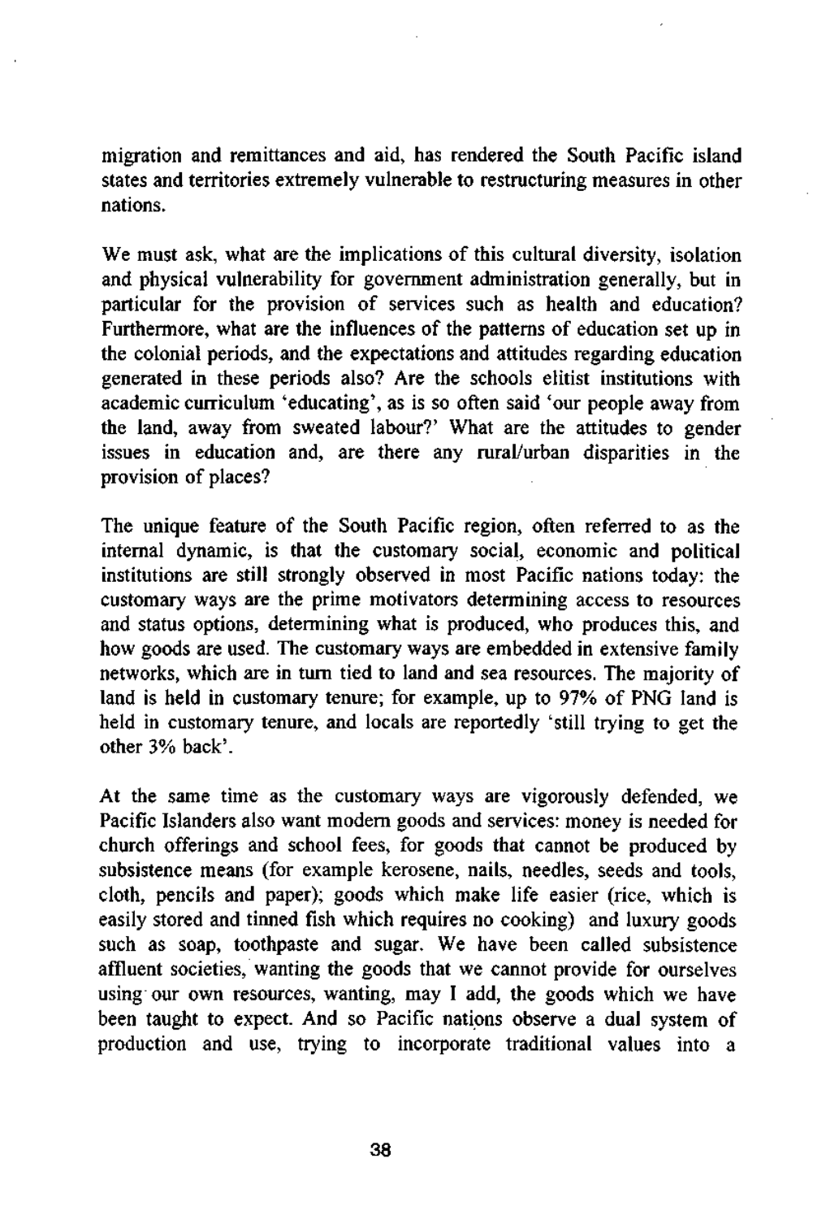migration and remittances and aid, has rendered the South Pacific island states and territories extremely vulnerable to restructuring measures in other nations.

We must ask, what are the implications of this cultural diversity, isolation and physical vulnerability for government administration generally, but in particular for the provision of services such as health and education? Furthermore, what are the influences of the patterns of education set up in the colonial periods, and the expectations and attitudes regarding education generated in these periods also? Are the schools elitist institutions with academic curriculum 'educating', as is so often said 'our people away from the land, away from sweated labour?' What are the attitudes to gender issues in education and, are there any rural/urban disparities in the provision of places?

The unique feature of the South Pacific region, often referred to as the internal dynamic, is that the customary social, economic and political institutions are still strongly observed in most Pacific nations today: the customary ways are the prime motivators determining access to resources and status options, determining what is produced, who produces this, and how goods are used. The customary ways are embedded in extensive family networks, which are in turn tied to land and sea resources. The majority of land is held in customary tenure; for example, up to 97% of PNG land is held in customary tenure, and locals are reportedly 'still trying to get the other 3% back'.

At the same time as the customary ways are vigorously defended, we Pacific Islanders also want modern goods and services: money is needed for church offerings and school fees, for goods that cannot be produced by subsistence means (for example kerosene, nails, needles, seeds and tools, cloth, pencils and paper); goods which make life easier (rice, which is easily stored and tinned fish which requires no cooking) and luxury goods such as soap, toothpaste and sugar. We have been called subsistence affluent societies, wanting the goods that we cannot provide for ourselves using our own resources, wanting, may I add, the goods which we have been taught to expect. And so Pacific nations observe a dual system of production and use, trying to incorporate traditional values into a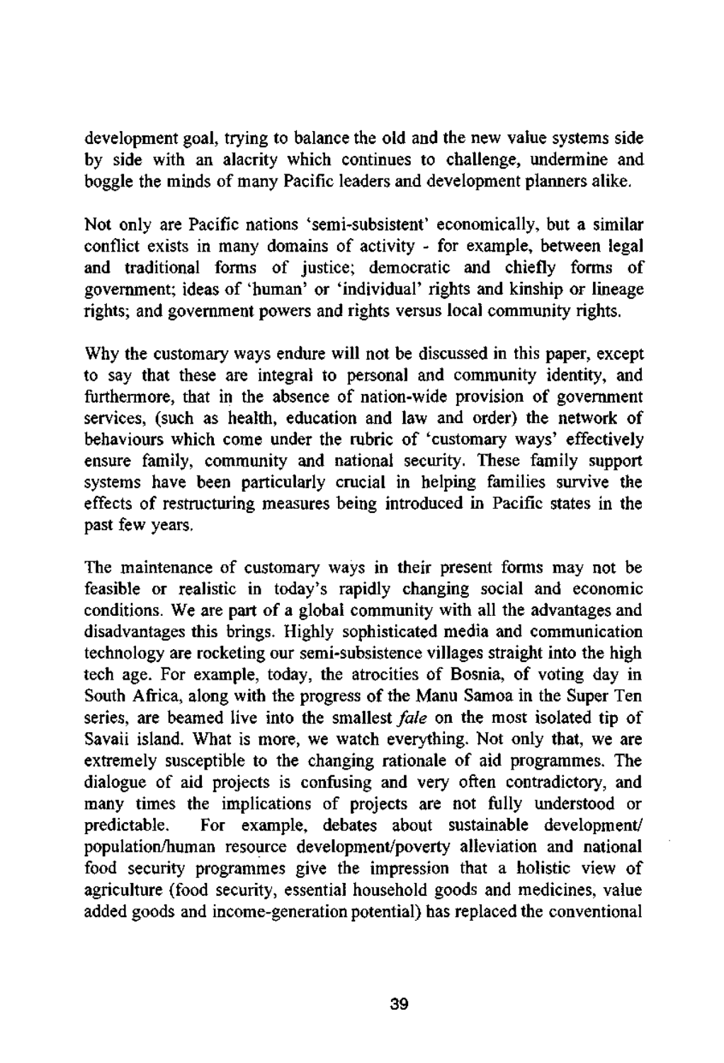development goal, trying to balance the old and the new value systems side by side with an alacrity which continues to challenge, undermine and boggle the minds of many Pacific leaders and development planners alike.

Not only are Pacific nations 'semi-subsistent' economically, but a similar conflict exists in many domains of activity - for example, between legal and traditional forms of justice; democratic and chiefly forms of government; ideas of 'human' or 'individual' rights and kinship or lineage rights; and government powers and rights versus local community rights.

Why the customary ways endure will not be discussed in this paper, except to say that these are integral to personal and community identity, and furthermore, that in the absence of nation-wide provision of government services, (such as health, education and law and order) the network of behaviours which come under the rubric of 'customary ways' effectively ensure family, community and national security. These family support systems have been particularly crucial in helping families survive the effects of restructuring measures being introduced in Pacific states in the past few years.

The maintenance of customary ways in their present forms may not be feasible or realistic in today's rapidly changing social and economic conditions. We are part of a global community with all the advantages and disadvantages this brings. Highly sophisticated media and communication technology are rocketing our semi-subsistence villages straight into the high tech age. For example, today, the atrocities of Bosnia, of voting day in South Africa, along with the progress of the Manu Samoa in the Super Ten series, are beamed live into the smallest *fale* on the most isolated tip of Savaii island. What is more, we watch everything. Not only that, we are extremely susceptible to the changing rationale of aid programmes. The dialogue of aid projects is confusing and very often contradictory, and many times the implications of projects are not fully understood or predictable. For example, debates about sustainable development/ population/human resource development/poverty alleviation and national food security programmes give the impression that a holistic view of agriculture (food security, essential household goods and medicines, value added goods and income-generation potential) has replaced the conventional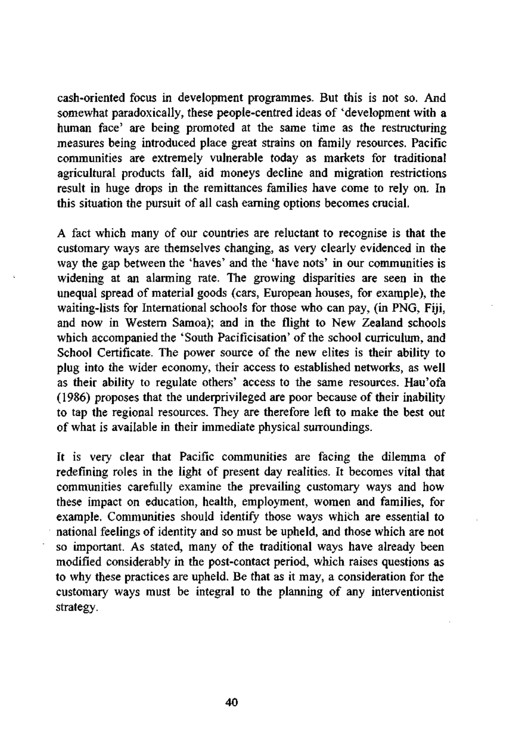cash-oriented focus in development programmes. But this is not so. And somewhat paradoxically, these people-centred ideas of 'development with a human face' are being promoted at the same time as the restructuring measures being introduced place great strains on family resources. Pacific communities are extremely vulnerable today as markets for traditional agricultural products fall, aid moneys decline and migration restrictions result in huge drops in the remittances families have come to rely on. In this situation the pursuit of all cash earning options becomes crucial.

A fact which many of our countries are reluctant to recognise is that the customary ways are themselves changing, as very clearly evidenced in the way the gap between the 'haves' and the 'have nots' in our communities is widening at an alarming rate. The growing disparities are seen in the unequal spread of material goods (cars, European houses, for example), the waiting-lists for International schools for those who can pay, (in PNG, Fiji, and now in Western Samoa); and in the flight to New Zealand schools which accompanied the 'South Pacificisation' of the school curriculum, and School Certificate. The power source of the new elites is their ability to plug into the wider economy, their access to established networks, as well as their ability to regulate others' access to the same resources. Hau'ofa (1986) proposes that the underprivileged are poor because of their inability to tap the regional resources. They are therefore left to make the best out of what is available in their immediate physical surroundings.

It is very clear that Pacific communities are facing the dilemma of redefining roles in the light of present day realities. It becomes vital that communities carefully examine the prevailing customary ways and how these impact on education, health, employment, women and families, for example. Communities should identify those ways which are essential to national feelings of identity and so must be upheld, and those which are not so important. As stated, many of the traditional ways have already been modified considerably in the post-contact period, which raises questions as to why these practices are upheld. Be that as it may, a consideration for the customary ways must be integral to the planning of any interventionist strategy.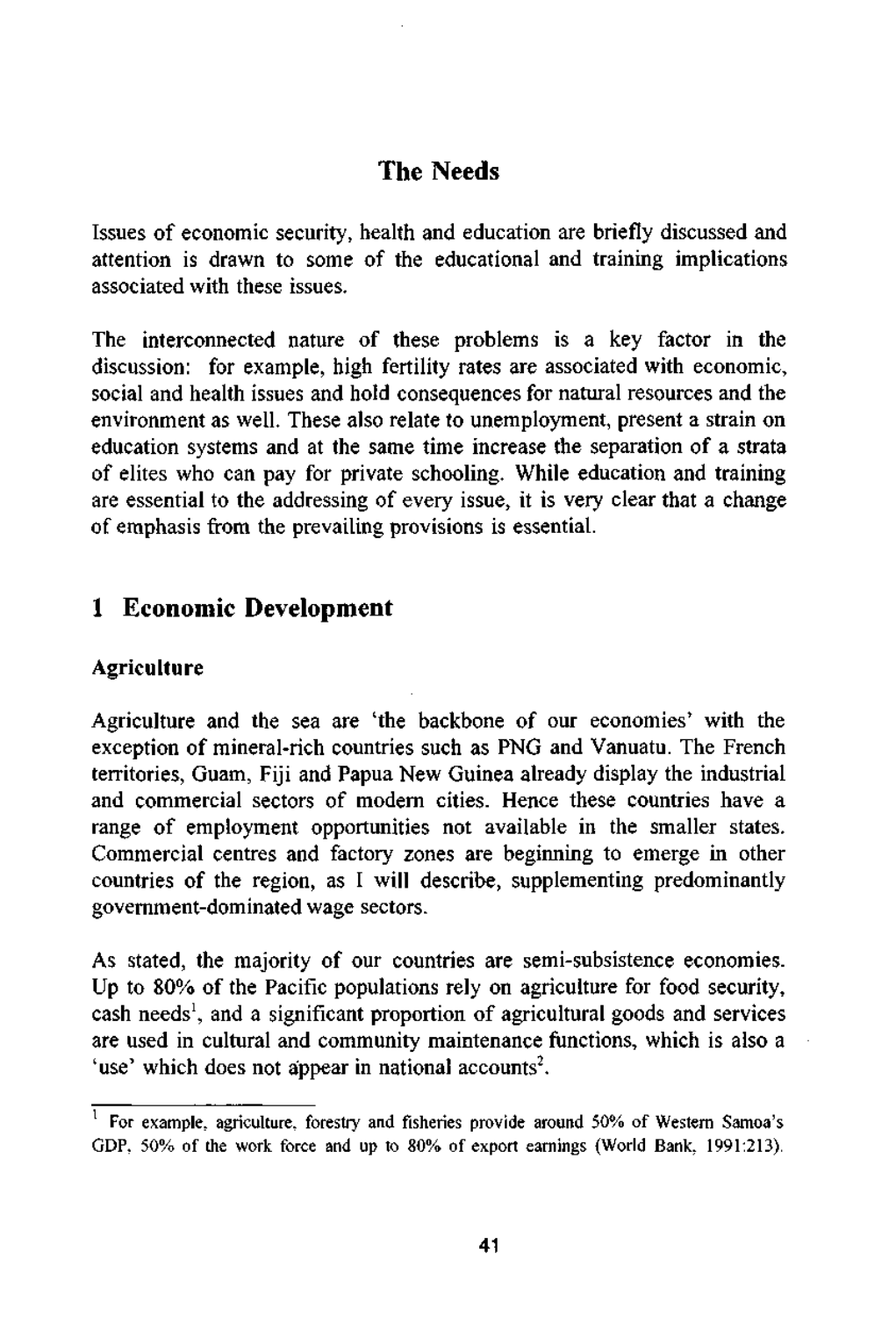# The Needs

Issues of economic security, health and education are briefly discussed and attention is drawn to some of the educational and training implications associated with these issues.

The interconnected nature of these problems is a key factor in the discussion: for example, high fertility rates are associated with economic, social and health issues and hold consequences for natural resources and the environment as well. These also relate to unemployment, present a strain on education systems and at the same time increase the separation of a strata of elites who can pay for private schooling. While education and training are essential to the addressing of every issue, it is very clear that a change of emphasis from the prevailing provisions is essential.

## 1 Economic Development

### Agriculture

Agriculture and the sea are 'the backbone of our economies' with the exception of mineral-rich countries such as PNG and Vanuatu. The French territories, Guam, Fiji and Papua New Guinea already display the industrial and commercial sectors of modern cities. Hence these countries have a range of employment opportunities not available in the smaller states. Commercial centres and factory zones are beginning to emerge in other countries of the region, as I will describe, supplementing predominantly government-dominated wage sectors.

As stated, the majority of our countries are semi-subsistence economies. Up to 80% of the Pacific populations rely on agriculture for food security, cash needs[1], and a significant proportion of agricultural goods and services are used in cultural and community maintenance functions, which is also a 'use' which does not appear in national accounts[2].

---

[1] For example, agriculture, forestry and fisheries provide around 50% of Western Samoa's GDP, 50% of the work force and up to 80% of export earnings (World Bank, 1991:213).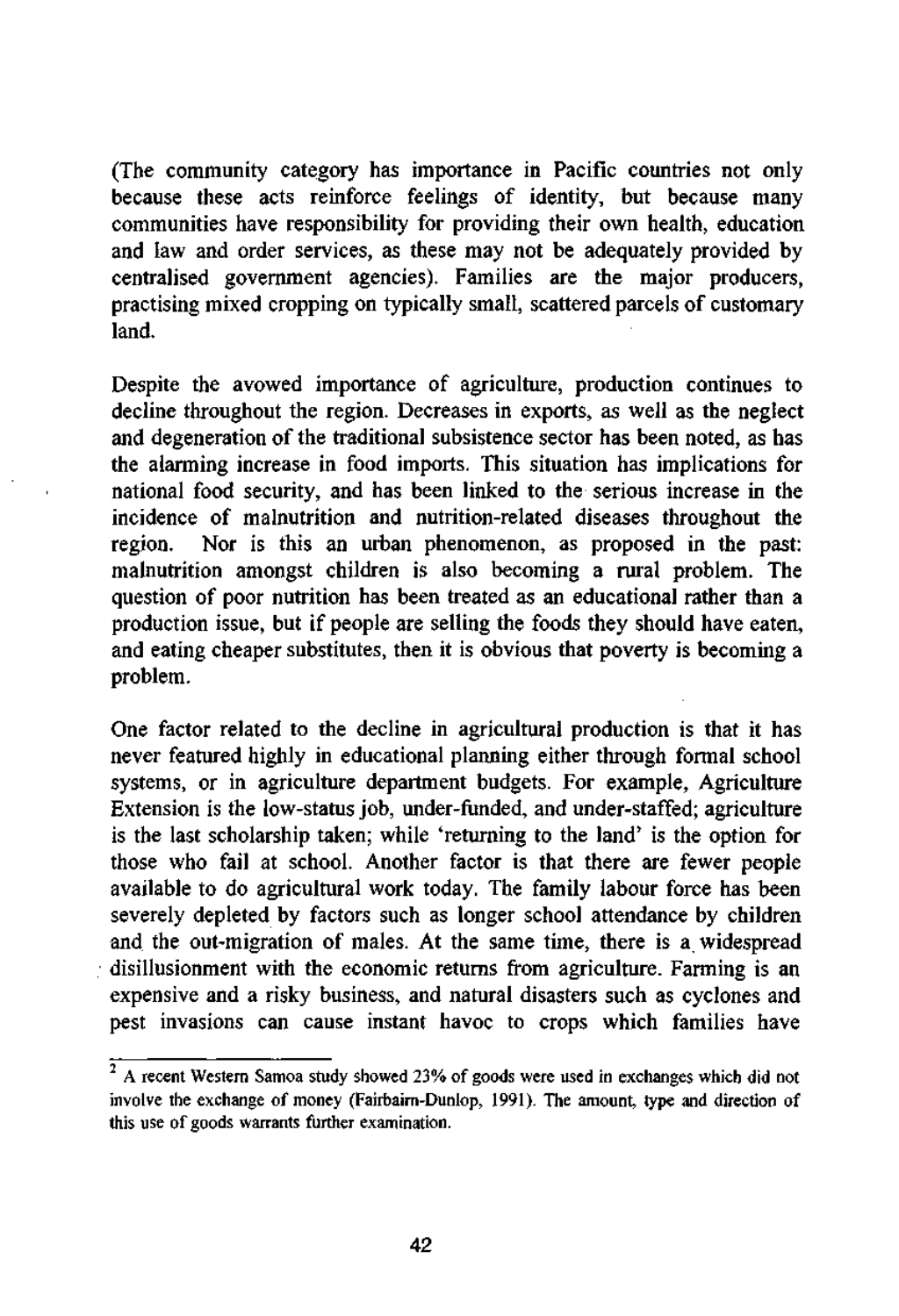(The community category has importance in Pacific countries not only because these acts reinforce feelings of identity, but because many communities have responsibility for providing their own health, education and law and order services, as these may not be adequately provided by centralised government agencies). Families are the major producers, practising mixed cropping on typically small, scattered parcels of customary land.

Despite the avowed importance of agriculture, production continues to decline throughout the region. Decreases in exports, as well as the neglect and degeneration of the traditional subsistence sector has been noted, as has the alarming increase in food imports. This situation has implications for national food security, and has been linked to the serious increase in the incidence of malnutrition and nutrition-related diseases throughout the region. Nor is this an urban phenomenon, as proposed in the past: malnutrition amongst children is also becoming a rural problem. The question of poor nutrition has been treated as an educational rather than a production issue, but if people are selling the foods they should have eaten, and eating cheaper substitutes, then it is obvious that poverty is becoming a problem.

One factor related to the decline in agricultural production is that it has never featured highly in educational planning either through formal school systems, or in agriculture department budgets. For example, Agriculture Extension is the low-status job, under-funded, and under-staffed; agriculture is the last scholarship taken; while 'returning to the land' is the option for those who fail at school. Another factor is that there are fewer people available to do agricultural work today. The family labour force has been severely depleted by factors such as longer school attendance by children and the out-migration of males. At the same time, there is a widespread disillusionment with the economic returns from agriculture. Farming is an expensive and a risky business, and natural disasters such as cyclones and pest invasions can cause instant havoc to crops which families have

[2] A recent Western Samoa study showed 23% of goods were used in exchanges which did not involve the exchange of money (Fairbairn-Dunlop, 1991). The amount, type and direction of this use of goods warrants further examination.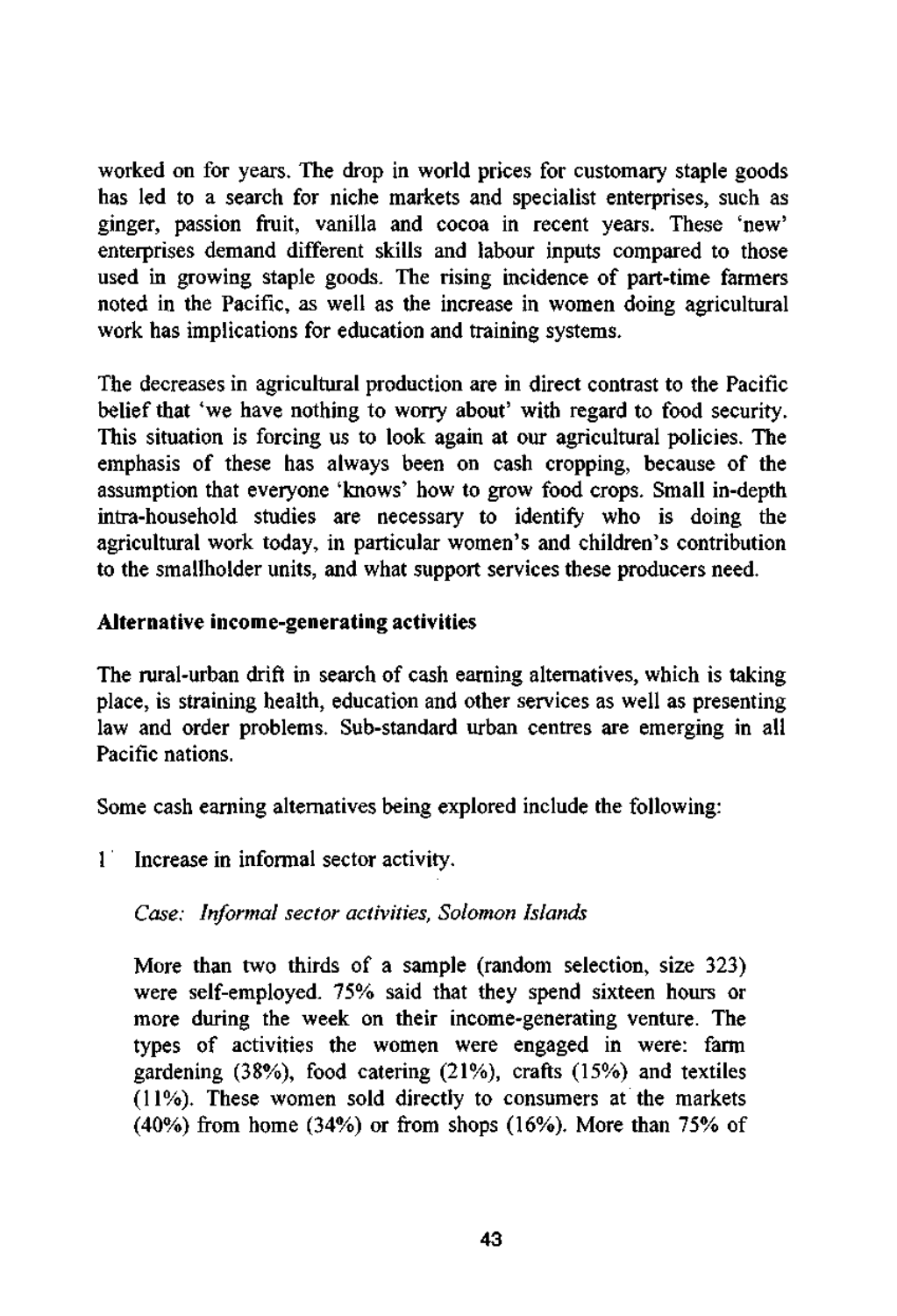worked on for years. The drop in world prices for customary staple goods has led to a search for niche markets and specialist enterprises, such as ginger, passion fruit, vanilla and cocoa in recent years. These 'new' enterprises demand different skills and labour inputs compared to those used in growing staple goods. The rising incidence of part-time farmers noted in the Pacific, as well as the increase in women doing agricultural work has implications for education and training systems.

The decreases in agricultural production are in direct contrast to the Pacific belief that 'we have nothing to worry about' with regard to food security. This situation is forcing us to look again at our agricultural policies. The emphasis of these has always been on cash cropping, because of the assumption that everyone 'knows' how to grow food crops. Small in-depth intra-household studies are necessary to identify who is doing the agricultural work today, in particular women's and children's contribution to the smallholder units, and what support services these producers need.

**Alternative income-generating activities**

The rural-urban drift in search of cash earning alternatives, which is taking place, is straining health, education and other services as well as presenting law and order problems. Sub-standard urban centres are emerging in all Pacific nations.

Some cash earning alternatives being explored include the following:

1. Increase in informal sector activity.

   *Case: Informal sector activities, Solomon Islands*

   More than two thirds of a sample (random selection, size 323) were self-employed. 75% said that they spend sixteen hours or more during the week on their income-generating venture. The types of activities the women were engaged in were: farm gardening (38%), food catering (21%), crafts (15%) and textiles (11%). These women sold directly to consumers at the markets (40%) from home (34%) or from shops (16%). More than 75% of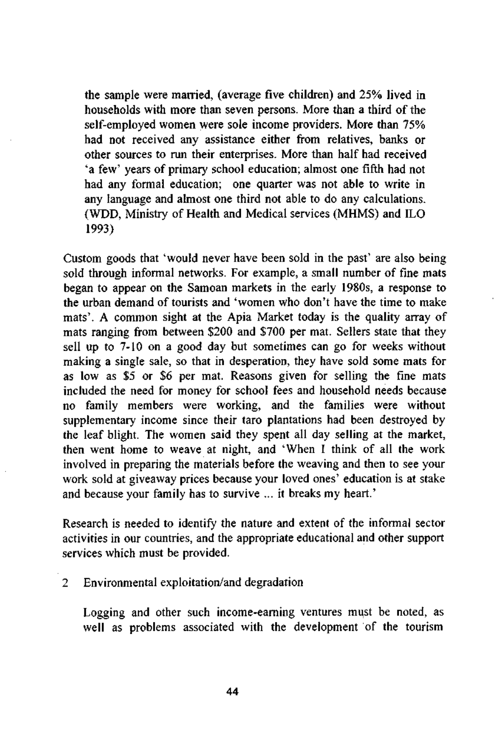the sample were married, (average five children) and 25% lived in households with more than seven persons. More than a third of the self-employed women were sole income providers. More than 75% had not received any assistance either from relatives, banks or other sources to run their enterprises. More than half had received 'a few' years of primary school education; almost one fifth had not had any formal education; one quarter was not able to write in any language and almost one third not able to do any calculations. (WDD, Ministry of Health and Medical services (MHMS) and ILO 1993)

Custom goods that 'would never have been sold in the past' are also being sold through informal networks. For example, a small number of fine mats began to appear on the Samoan markets in the early 1980s, a response to the urban demand of tourists and 'women who don't have the time to make mats'. A common sight at the Apia Market today is the quality array of mats ranging from between $200 and $700 per mat. Sellers state that they sell up to 7-10 on a good day but sometimes can go for weeks without making a single sale, so that in desperation, they have sold some mats for as low as $5 or $6 per mat. Reasons given for selling the fine mats included the need for money for school fees and household needs because no family members were working, and the families were without supplementary income since their taro plantations had been destroyed by the leaf blight. The women said they spent all day selling at the market, then went home to weave at night, and 'When I think of all the work involved in preparing the materials before the weaving and then to see your work sold at giveaway prices because your loved ones' education is at stake and because your family has to survive ... it breaks my heart.'

Research is needed to identify the nature and extent of the informal sector activities in our countries, and the appropriate educational and other support services which must be provided.

2 Environmental exploitation/and degradation

Logging and other such income-earning ventures must be noted, as well as problems associated with the development of the tourism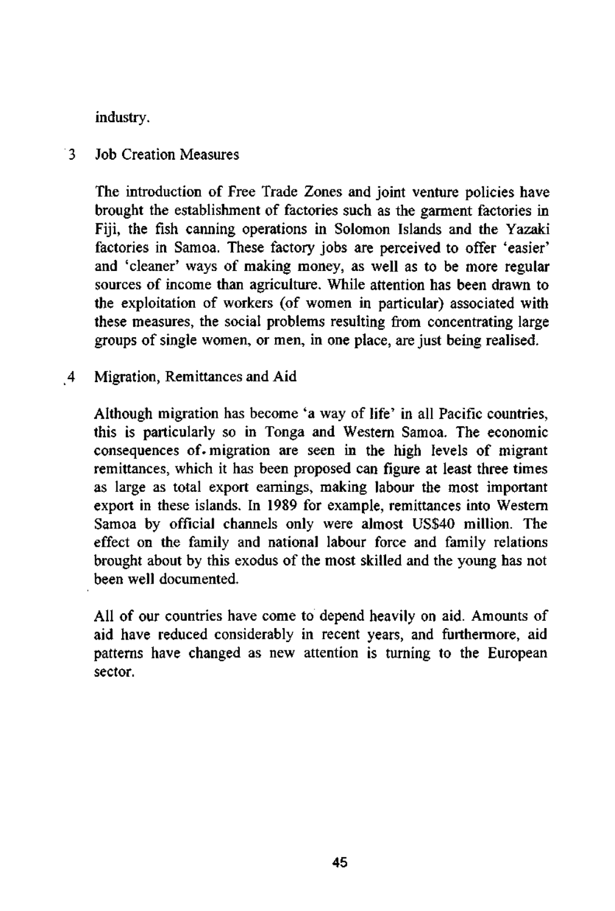industry.

### 3 Job Creation Measures

The introduction of Free Trade Zones and joint venture policies have brought the establishment of factories such as the garment factories in Fiji, the fish canning operations in Solomon Islands and the Yazaki factories in Samoa. These factory jobs are perceived to offer 'easier' and 'cleaner' ways of making money, as well as to be more regular sources of income than agriculture. While attention has been drawn to the exploitation of workers (of women in particular) associated with these measures, the social problems resulting from concentrating large groups of single women, or men, in one place, are just being realised.

### 4 Migration, Remittances and Aid

Although migration has become 'a way of life' in all Pacific countries, this is particularly so in Tonga and Western Samoa. The economic consequences of migration are seen in the high levels of migrant remittances, which it has been proposed can figure at least three times as large as total export earnings, making labour the most important export in these islands. In 1989 for example, remittances into Western Samoa by official channels only were almost US$40 million. The effect on the family and national labour force and family relations brought about by this exodus of the most skilled and the young has not been well documented.

All of our countries have come to depend heavily on aid. Amounts of aid have reduced considerably in recent years, and furthermore, aid patterns have changed as new attention is turning to the European sector.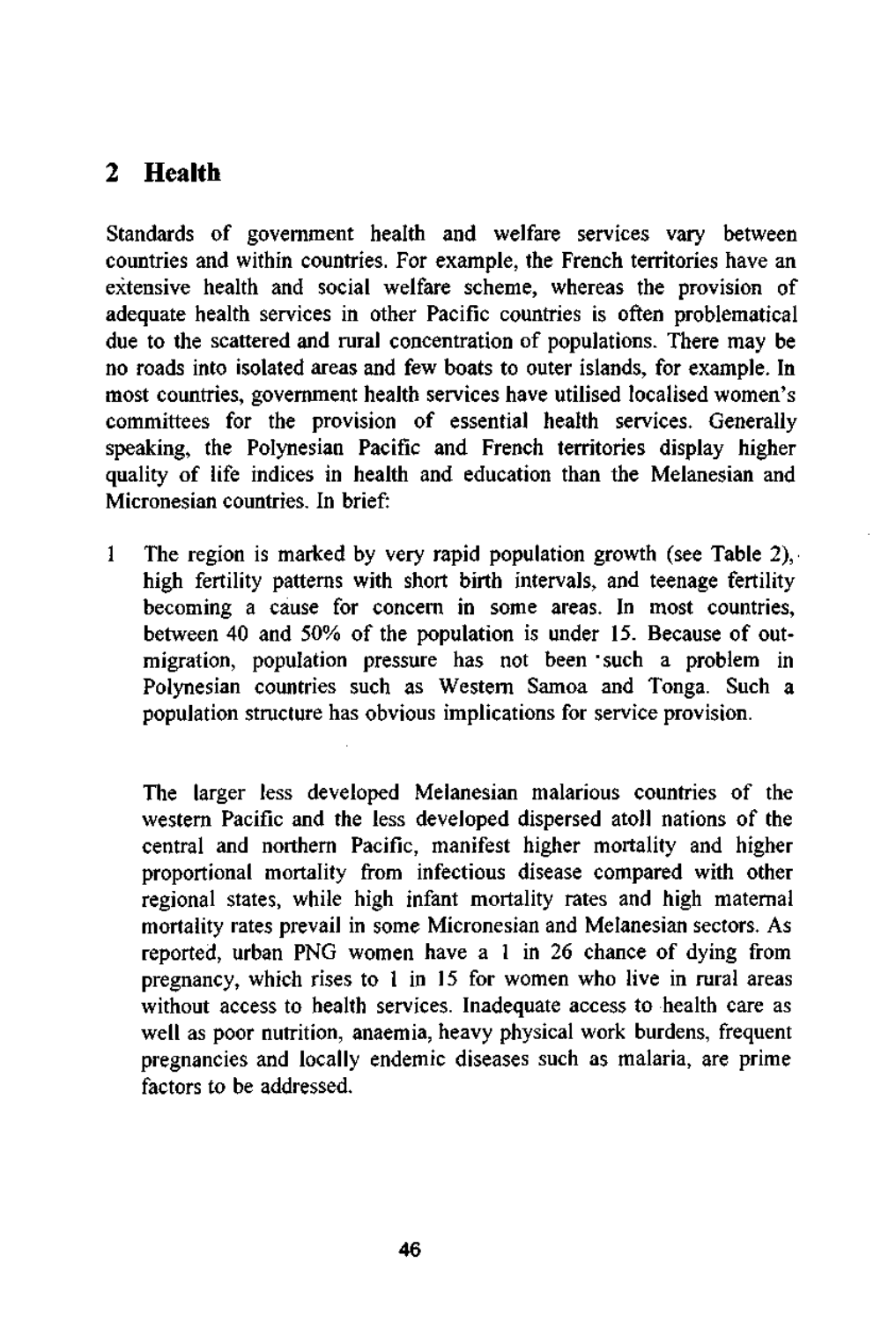## 2 Health

Standards of government health and welfare services vary between countries and within countries. For example, the French territories have an extensive health and social welfare scheme, whereas the provision of adequate health services in other Pacific countries is often problematical due to the scattered and rural concentration of populations. There may be no roads into isolated areas and few boats to outer islands, for example. In most countries, government health services have utilised localised women's committees for the provision of essential health services. Generally speaking, the Polynesian Pacific and French territories display higher quality of life indices in health and education than the Melanesian and Micronesian countries. In brief:

1 The region is marked by very rapid population growth (see Table 2), high fertility patterns with short birth intervals, and teenage fertility becoming a cause for concern in some areas. In most countries, between 40 and 50% of the population is under 15. Because of out-migration, population pressure has not been such a problem in Polynesian countries such as Western Samoa and Tonga. Such a population structure has obvious implications for service provision.

The larger less developed Melanesian malarious countries of the western Pacific and the less developed dispersed atoll nations of the central and northern Pacific, manifest higher mortality and higher proportional mortality from infectious disease compared with other regional states, while high infant mortality rates and high maternal mortality rates prevail in some Micronesian and Melanesian sectors. As reported, urban PNG women have a 1 in 26 chance of dying from pregnancy, which rises to 1 in 15 for women who live in rural areas without access to health services. Inadequate access to health care as well as poor nutrition, anaemia, heavy physical work burdens, frequent pregnancies and locally endemic diseases such as malaria, are prime factors to be addressed.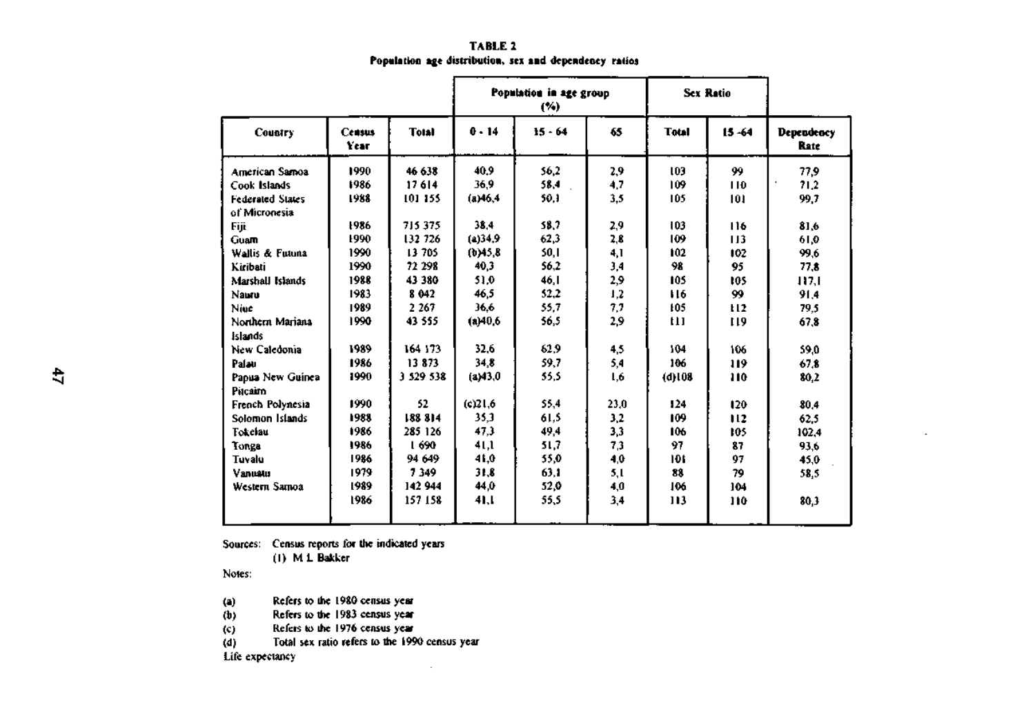**TABLE 2**
**Population age distribution, sex and dependency ratios**

| Country | Census Year | Total | Population in age group (%) | | | Sex Ratio | | Dependency Rate |
|---|---|---|---|---|---|---|---|---|
| | | | 0 - 14 | 15 - 64 | 65 | Total | 15 -64 | |
| American Samoa | 1990 | 46 638 | 40,9 | 56,2 | 2,9 | 103 | 99 | 77,9 |
| Cook Islands | 1986 | 17 614 | 36,9 | 58,4 | 4,7 | 109 | 110 | 71,2 |
| Federated States of Micronesia | 1988 | 101 155 | (a)46,4 | 50,1 | 3,5 | 105 | 101 | 99,7 |
| Fiji | 1986 | 715 375 | 38,4 | 58,7 | 2,9 | 103 | 116 | 81,6 |
| Guam | 1990 | 132 726 | (a)34,9 | 62,3 | 2,8 | 109 | 113 | 61,0 |
| Wallis & Futuna | 1990 | 13 705 | (b)45,8 | 50,1 | 4,1 | 102 | 102 | 99,6 |
| Kiribati | 1990 | 72 298 | 40,3 | 56,2 | 3,4 | 98 | 95 | 77,8 |
| Marshall Islands | 1988 | 43 380 | 51,0 | 46,1 | 2,9 | 105 | 105 | 117,1 |
| Nauru | 1983 | 8 042 | 46,5 | 52,2 | 1,2 | 116 | 99 | 91,4 |
| Niue | 1989 | 2 267 | 36,6 | 55,7 | 7,7 | 105 | 112 | 79,5 |
| Northern Mariana Islands | 1990 | 43 555 | (a)40,6 | 56,5 | 2,9 | 111 | 119 | 67,8 |
| New Caledonia | 1989 | 164 173 | 32,6 | 62,9 | 4,5 | 104 | 106 | 59,0 |
| Palau | 1986 | 13 873 | 34,8 | 59,7 | 5,4 | 106 | 119 | 67,8 |
| Papua New Guinea | 1990 | 3 529 538 | (a)43,0 | 55,5 | 1,6 | (d)108 | 110 | 80,2 |
| Pitcairn | | | | | | | | |
| French Polynesia | 1990 | 52 | (c)21,6 | 55,4 | 23,0 | 124 | 120 | 80,4 |
| Solomon Islands | 1988 | 188 814 | 35,3 | 61,5 | 3,2 | 109 | 112 | 62,5 |
| Tokelau | 1986 | 285 126 | 47,3 | 49,4 | 3,3 | 106 | 105 | 102,4 |
| Tonga | 1986 | 1 690 | 41,1 | 51,7 | 7,3 | 97 | 87 | 93,6 |
| Tuvalu | 1986 | 94 649 | 41,0 | 55,0 | 4,0 | 101 | 97 | 45,0 |
| Vanuatu | 1979 | 7 349 | 31,8 | 63,1 | 5,1 | 88 | 79 | 58,5 |
| Western Samoa | 1989 | 142 944 | 44,0 | 52,0 | 4,0 | 106 | 104 | |
| | 1986 | 157 158 | 41,1 | 55,5 | 3,4 | 113 | 110 | 80,3 |

Sources: Census reports for the indicated years
(1) M L Bakker

Notes:

(a) Refers to the 1980 census year
(b) Refers to the 1983 census year
(c) Refers to the 1976 census year
(d) Total sex ratio refers to the 1990 census year

Life expectancy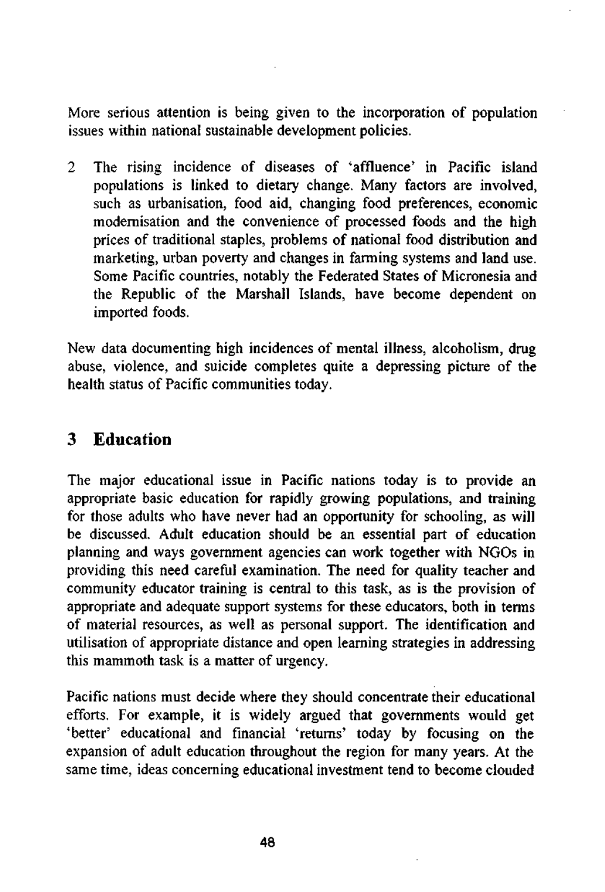More serious attention is being given to the incorporation of population issues within national sustainable development policies.

2 The rising incidence of diseases of 'affluence' in Pacific island populations is linked to dietary change. Many factors are involved, such as urbanisation, food aid, changing food preferences, economic modernisation and the convenience of processed foods and the high prices of traditional staples, problems of national food distribution and marketing, urban poverty and changes in farming systems and land use. Some Pacific countries, notably the Federated States of Micronesia and the Republic of the Marshall Islands, have become dependent on imported foods.

New data documenting high incidences of mental illness, alcoholism, drug abuse, violence, and suicide completes quite a depressing picture of the health status of Pacific communities today.

## 3 Education

The major educational issue in Pacific nations today is to provide an appropriate basic education for rapidly growing populations, and training for those adults who have never had an opportunity for schooling, as will be discussed. Adult education should be an essential part of education planning and ways government agencies can work together with NGOs in providing this need careful examination. The need for quality teacher and community educator training is central to this task, as is the provision of appropriate and adequate support systems for these educators, both in terms of material resources, as well as personal support. The identification and utilisation of appropriate distance and open learning strategies in addressing this mammoth task is a matter of urgency.

Pacific nations must decide where they should concentrate their educational efforts. For example, it is widely argued that governments would get 'better' educational and financial 'returns' today by focusing on the expansion of adult education throughout the region for many years. At the same time, ideas concerning educational investment tend to become clouded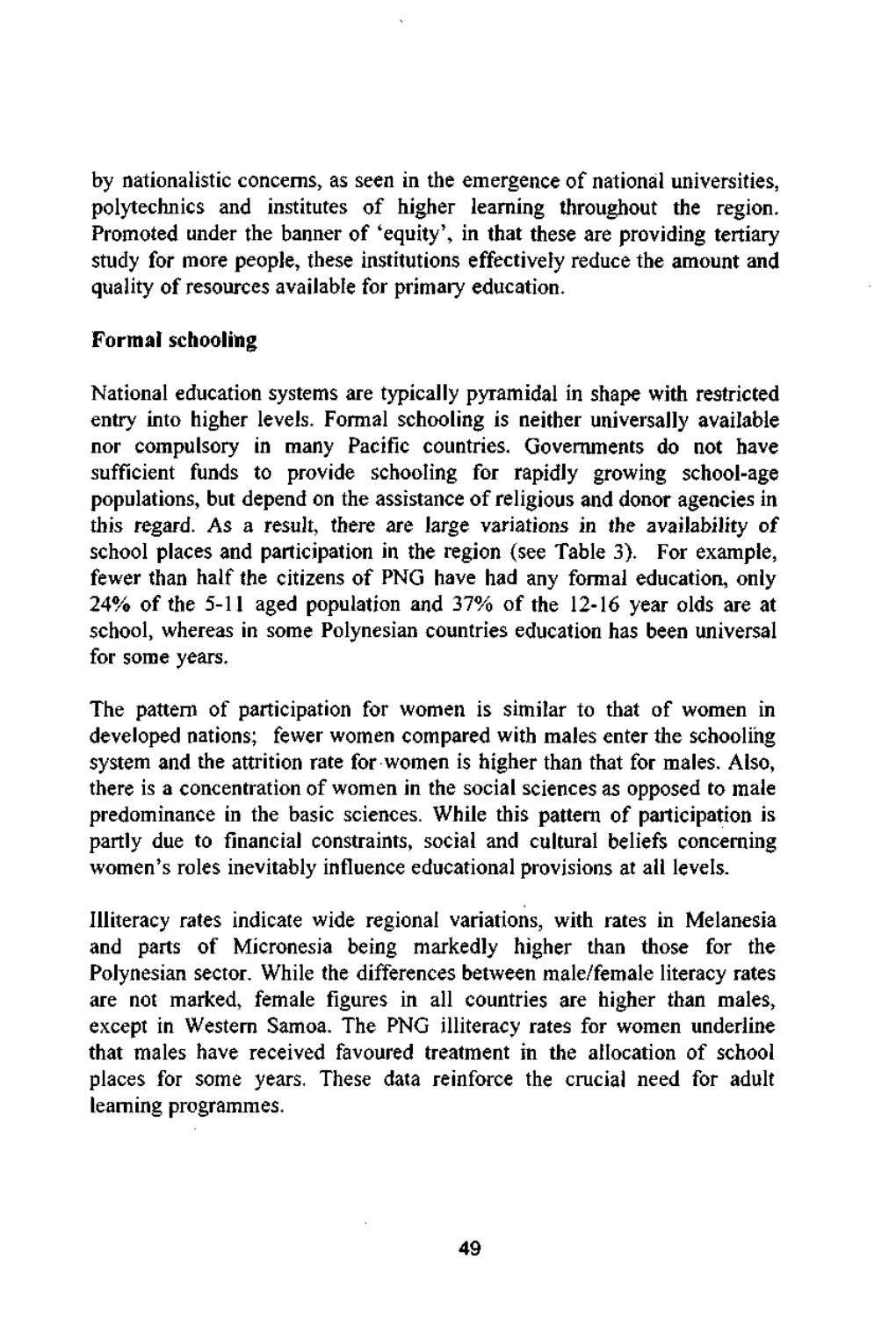by nationalistic concerns, as seen in the emergence of national universities, polytechnics and institutes of higher learning throughout the region. Promoted under the banner of 'equity', in that these are providing tertiary study for more people, these institutions effectively reduce the amount and quality of resources available for primary education.

**Formal schooling**

National education systems are typically pyramidal in shape with restricted entry into higher levels. Formal schooling is neither universally available nor compulsory in many Pacific countries. Governments do not have sufficient funds to provide schooling for rapidly growing school-age populations, but depend on the assistance of religious and donor agencies in this regard. As a result, there are large variations in the availability of school places and participation in the region (see Table 3). For example, fewer than half the citizens of PNG have had any formal education, only 24% of the 5-11 aged population and 37% of the 12-16 year olds are at school, whereas in some Polynesian countries education has been universal for some years.

The pattern of participation for women is similar to that of women in developed nations; fewer women compared with males enter the schooling system and the attrition rate for women is higher than that for males. Also, there is a concentration of women in the social sciences as opposed to male predominance in the basic sciences. While this pattern of participation is partly due to financial constraints, social and cultural beliefs concerning women's roles inevitably influence educational provisions at all levels.

Illiteracy rates indicate wide regional variations, with rates in Melanesia and parts of Micronesia being markedly higher than those for the Polynesian sector. While the differences between male/female literacy rates are not marked, female figures in all countries are higher than males, except in Western Samoa. The PNG illiteracy rates for women underline that males have received favoured treatment in the allocation of school places for some years. These data reinforce the crucial need for adult learning programmes.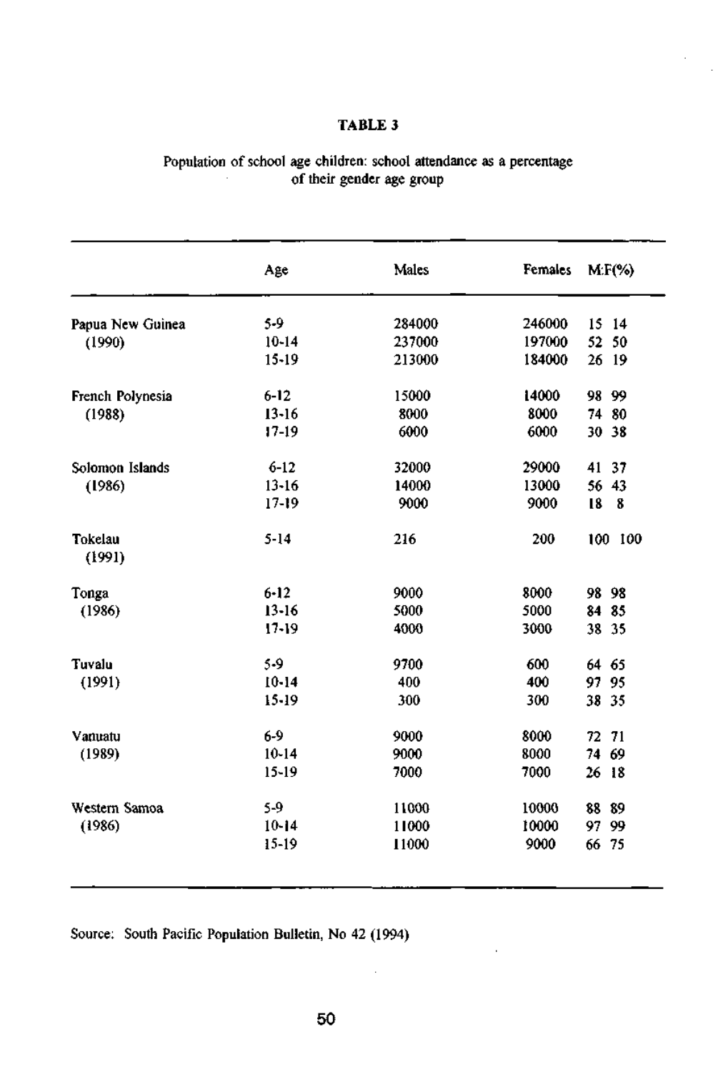**TABLE 3**

Population of school age children: school attendance as a percentage of their gender age group

| | Age | Males | Females | M:F(%) |
|---|---|---|---|---|
| Papua New Guinea (1990) | 5-9 | 284000 | 246000 | 15 14 |
| | 10-14 | 237000 | 197000 | 52 50 |
| | 15-19 | 213000 | 184000 | 26 19 |
| French Polynesia (1988) | 6-12 | 15000 | 14000 | 98 99 |
| | 13-16 | 8000 | 8000 | 74 80 |
| | 17-19 | 6000 | 6000 | 30 38 |
| Solomon Islands (1986) | 6-12 | 32000 | 29000 | 41 37 |
| | 13-16 | 14000 | 13000 | 56 43 |
| | 17-19 | 9000 | 9000 | 18 8 |
| Tokelau (1991) | 5-14 | 216 | 200 | 100 100 |
| Tonga (1986) | 6-12 | 9000 | 8000 | 98 98 |
| | 13-16 | 5000 | 5000 | 84 85 |
| | 17-19 | 4000 | 3000 | 38 35 |
| Tuvalu (1991) | 5-9 | 9700 | 600 | 64 65 |
| | 10-14 | 400 | 400 | 97 95 |
| | 15-19 | 300 | 300 | 38 35 |
| Vanuatu (1989) | 6-9 | 9000 | 8000 | 72 71 |
| | 10-14 | 9000 | 8000 | 74 69 |
| | 15-19 | 7000 | 7000 | 26 18 |
| Western Samoa (1986) | 5-9 | 11000 | 10000 | 88 89 |
| | 10-14 | 11000 | 10000 | 97 99 |
| | 15-19 | 11000 | 9000 | 66 75 |

Source: South Pacific Population Bulletin, No 42 (1994)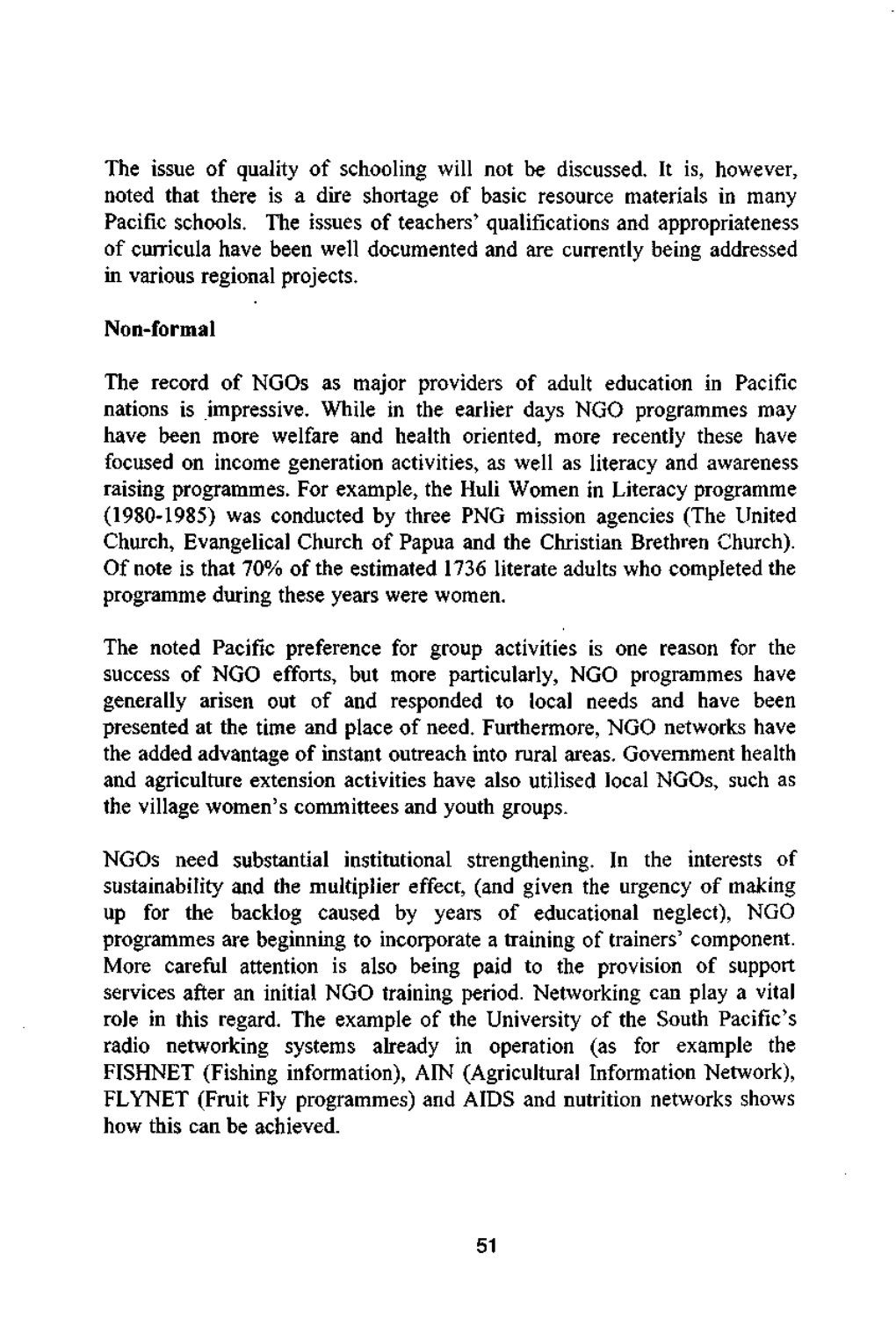The issue of quality of schooling will not be discussed. It is, however, noted that there is a dire shortage of basic resource materials in many Pacific schools. The issues of teachers' qualifications and appropriateness of curricula have been well documented and are currently being addressed in various regional projects.

**Non-formal**

The record of NGOs as major providers of adult education in Pacific nations is impressive. While in the earlier days NGO programmes may have been more welfare and health oriented, more recently these have focused on income generation activities, as well as literacy and awareness raising programmes. For example, the Huli Women in Literacy programme (1980-1985) was conducted by three PNG mission agencies (The United Church, Evangelical Church of Papua and the Christian Brethren Church). Of note is that 70% of the estimated 1736 literate adults who completed the programme during these years were women.

The noted Pacific preference for group activities is one reason for the success of NGO efforts, but more particularly, NGO programmes have generally arisen out of and responded to local needs and have been presented at the time and place of need. Furthermore, NGO networks have the added advantage of instant outreach into rural areas. Government health and agriculture extension activities have also utilised local NGOs, such as the village women's committees and youth groups.

NGOs need substantial institutional strengthening. In the interests of sustainability and the multiplier effect, (and given the urgency of making up for the backlog caused by years of educational neglect), NGO programmes are beginning to incorporate a training of trainers' component. More careful attention is also being paid to the provision of support services after an initial NGO training period. Networking can play a vital role in this regard. The example of the University of the South Pacific's radio networking systems already in operation (as for example the FISHNET (Fishing information), AIN (Agricultural Information Network), FLYNET (Fruit Fly programmes) and AIDS and nutrition networks shows how this can be achieved.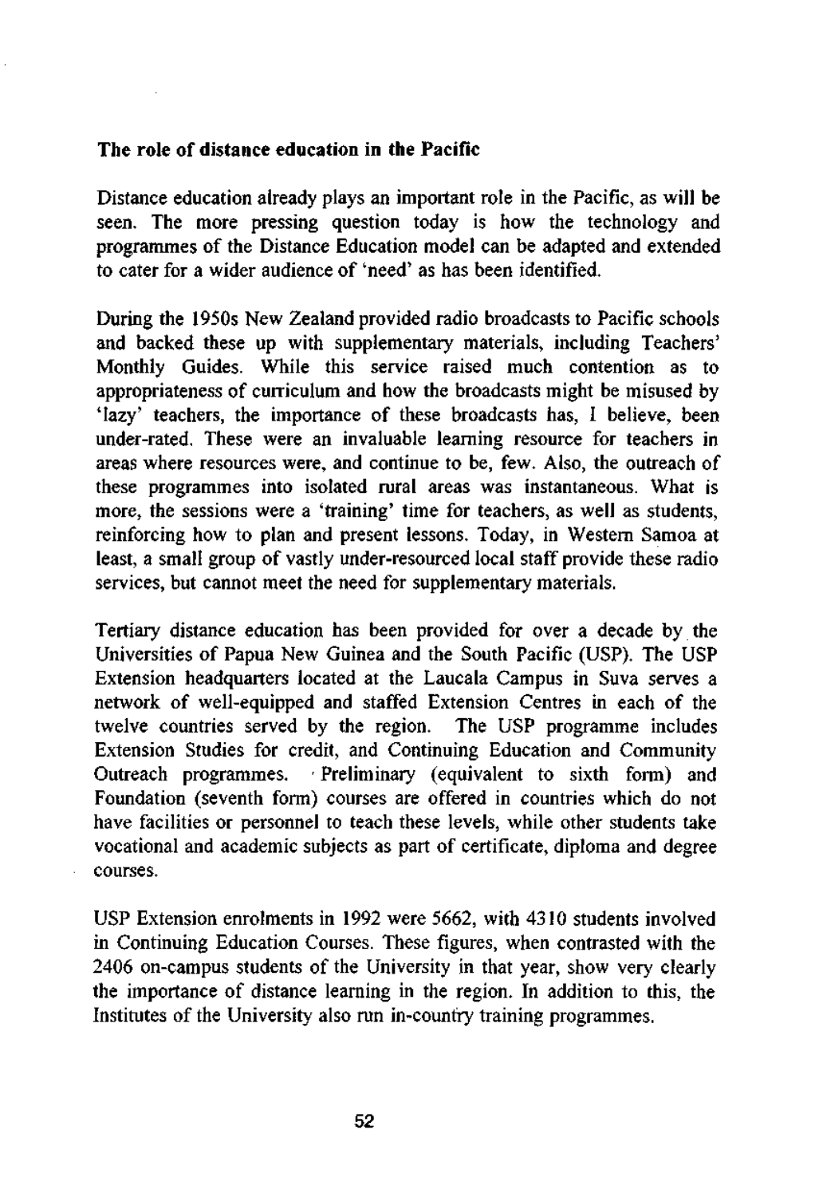**The role of distance education in the Pacific**

Distance education already plays an important role in the Pacific, as will be seen. The more pressing question today is how the technology and programmes of the Distance Education model can be adapted and extended to cater for a wider audience of 'need' as has been identified.

During the 1950s New Zealand provided radio broadcasts to Pacific schools and backed these up with supplementary materials, including Teachers' Monthly Guides. While this service raised much contention as to appropriateness of curriculum and how the broadcasts might be misused by 'lazy' teachers, the importance of these broadcasts has, I believe, been under-rated. These were an invaluable learning resource for teachers in areas where resources were, and continue to be, few. Also, the outreach of these programmes into isolated rural areas was instantaneous. What is more, the sessions were a 'training' time for teachers, as well as students, reinforcing how to plan and present lessons. Today, in Western Samoa at least, a small group of vastly under-resourced local staff provide these radio services, but cannot meet the need for supplementary materials.

Tertiary distance education has been provided for over a decade by the Universities of Papua New Guinea and the South Pacific (USP). The USP Extension headquarters located at the Laucala Campus in Suva serves a network of well-equipped and staffed Extension Centres in each of the twelve countries served by the region. The USP programme includes Extension Studies for credit, and Continuing Education and Community Outreach programmes. Preliminary (equivalent to sixth form) and Foundation (seventh form) courses are offered in countries which do not have facilities or personnel to teach these levels, while other students take vocational and academic subjects as part of certificate, diploma and degree courses.

USP Extension enrolments in 1992 were 5662, with 4310 students involved in Continuing Education Courses. These figures, when contrasted with the 2406 on-campus students of the University in that year, show very clearly the importance of distance learning in the region. In addition to this, the Institutes of the University also run in-country training programmes.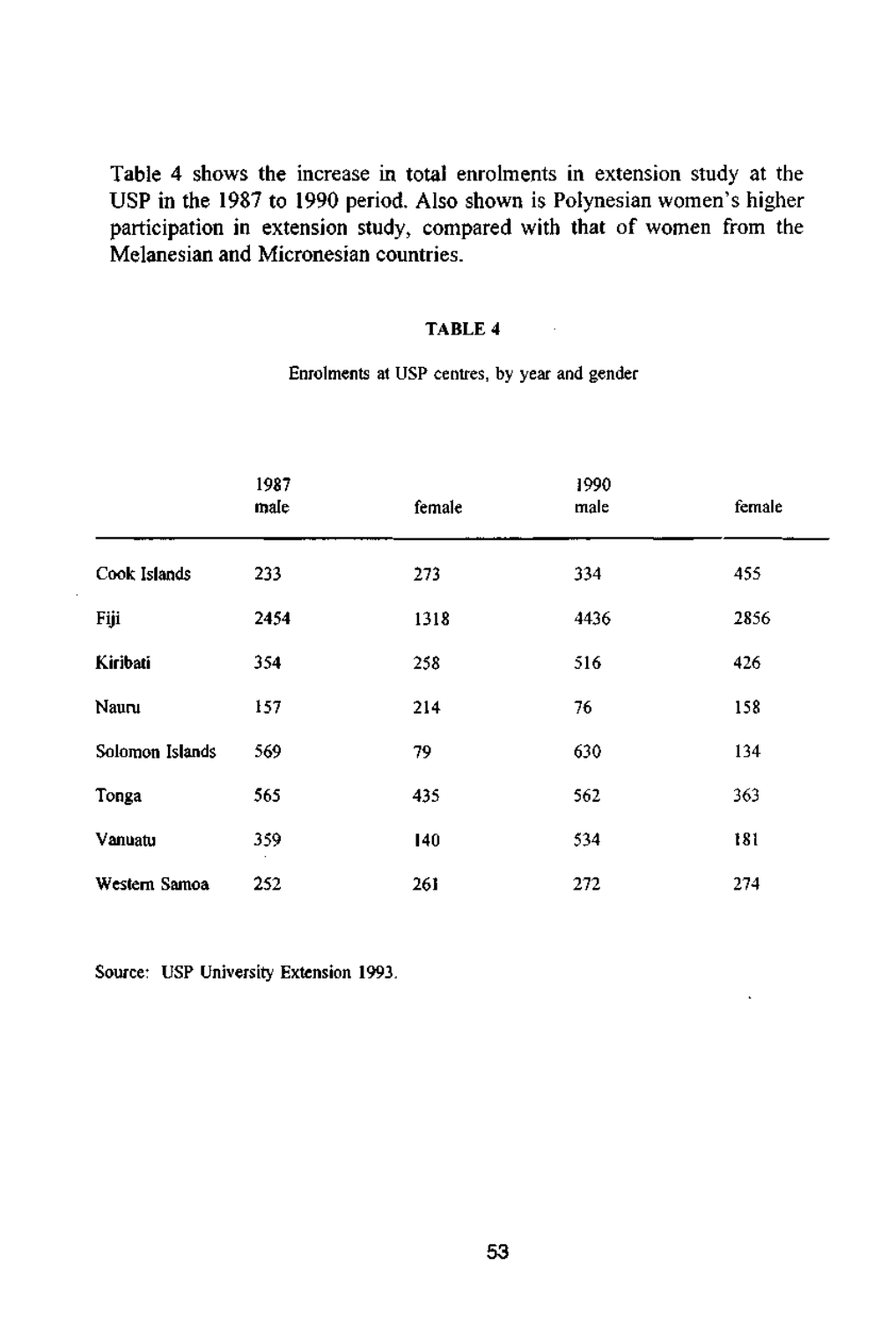Table 4 shows the increase in total enrolments in extension study at the USP in the 1987 to 1990 period. Also shown is Polynesian women's higher participation in extension study, compared with that of women from the Melanesian and Micronesian countries.

**TABLE 4**

Enrolments at USP centres, by year and gender

| | 1987 | | 1990 | |
|---|---|---|---|---|
| | male | female | male | female |
| Cook Islands | 233 | 273 | 334 | 455 |
| Fiji | 2454 | 1318 | 4436 | 2856 |
| Kiribati | 354 | 258 | 516 | 426 |
| Nauru | 157 | 214 | 76 | 158 |
| Solomon Islands | 569 | 79 | 630 | 134 |
| Tonga | 565 | 435 | 562 | 363 |
| Vanuatu | 359 | 140 | 534 | 181 |
| Western Samoa | 252 | 261 | 272 | 274 |

Source: USP University Extension 1993.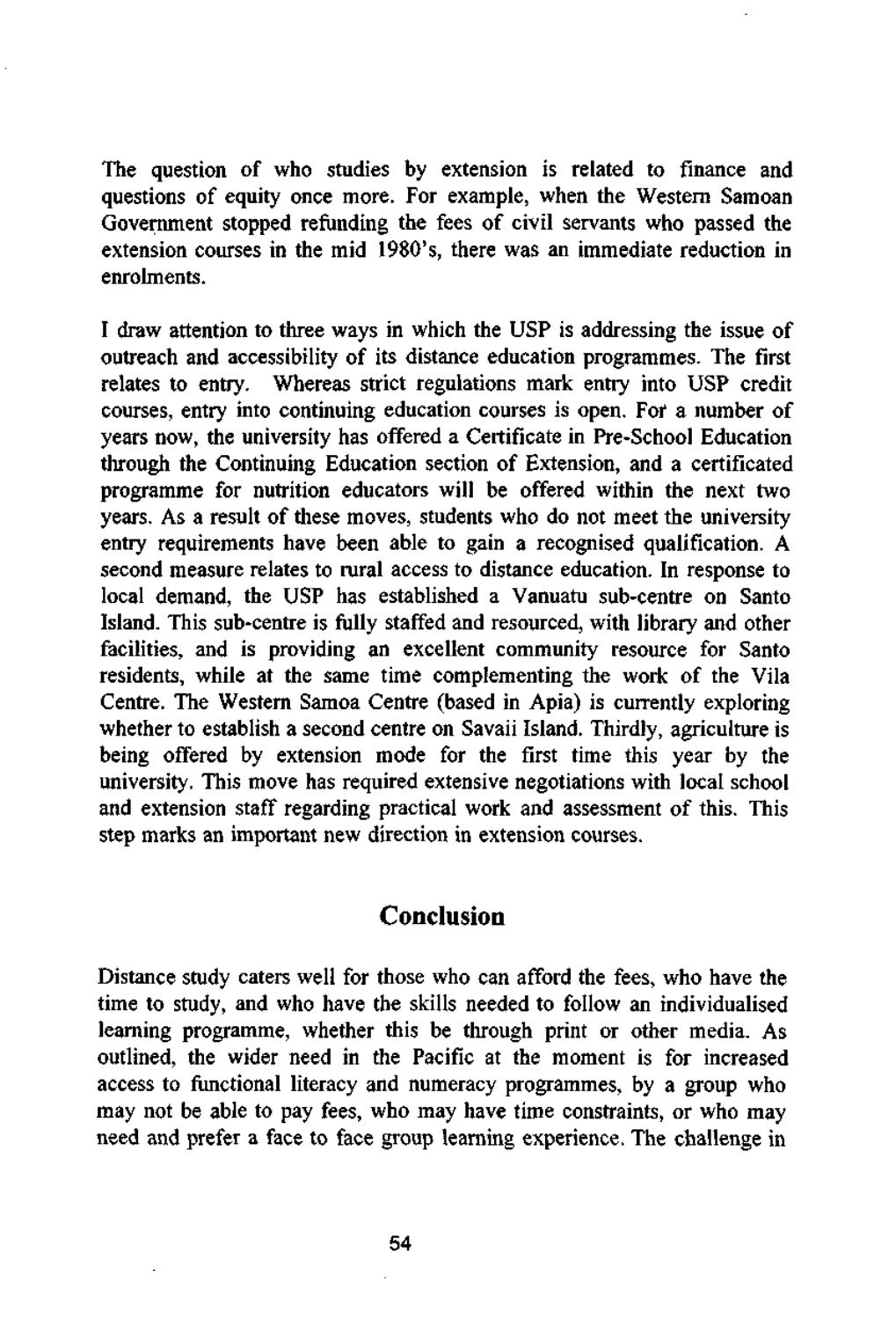The question of who studies by extension is related to finance and questions of equity once more. For example, when the Western Samoan Government stopped refunding the fees of civil servants who passed the extension courses in the mid 1980's, there was an immediate reduction in enrolments.

I draw attention to three ways in which the USP is addressing the issue of outreach and accessibility of its distance education programmes. The first relates to entry. Whereas strict regulations mark entry into USP credit courses, entry into continuing education courses is open. For a number of years now, the university has offered a Certificate in Pre-School Education through the Continuing Education section of Extension, and a certificated programme for nutrition educators will be offered within the next two years. As a result of these moves, students who do not meet the university entry requirements have been able to gain a recognised qualification. A second measure relates to rural access to distance education. In response to local demand, the USP has established a Vanuatu sub-centre on Santo Island. This sub-centre is fully staffed and resourced, with library and other facilities, and is providing an excellent community resource for Santo residents, while at the same time complementing the work of the Vila Centre. The Western Samoa Centre (based in Apia) is currently exploring whether to establish a second centre on Savaii Island. Thirdly, agriculture is being offered by extension mode for the first time this year by the university. This move has required extensive negotiations with local school and extension staff regarding practical work and assessment of this. This step marks an important new direction in extension courses.

## Conclusion

Distance study caters well for those who can afford the fees, who have the time to study, and who have the skills needed to follow an individualised learning programme, whether this be through print or other media. As outlined, the wider need in the Pacific at the moment is for increased access to functional literacy and numeracy programmes, by a group who may not be able to pay fees, who may have time constraints, or who may need and prefer a face to face group learning experience. The challenge in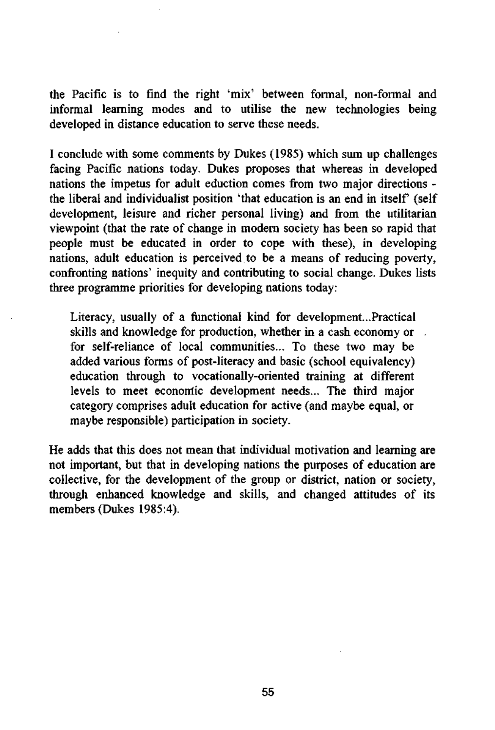the Pacific is to find the right 'mix' between formal, non-formal and informal learning modes and to utilise the new technologies being developed in distance education to serve these needs.

I conclude with some comments by Dukes (1985) which sum up challenges facing Pacific nations today. Dukes proposes that whereas in developed nations the impetus for adult eduction comes from two major directions - the liberal and individualist position 'that education is an end in itself' (self development, leisure and richer personal living) and from the utilitarian viewpoint (that the rate of change in modern society has been so rapid that people must be educated in order to cope with these), in developing nations, adult education is perceived to be a means of reducing poverty, confronting nations' inequity and contributing to social change. Dukes lists three programme priorities for developing nations today:

> Literacy, usually of a functional kind for development...Practical skills and knowledge for production, whether in a cash economy or for self-reliance of local communities... To these two may be added various forms of post-literacy and basic (school equivalency) education through to vocationally-oriented training at different levels to meet economic development needs... The third major category comprises adult education for active (and maybe equal, or maybe responsible) participation in society.

He adds that this does not mean that individual motivation and learning are not important, but that in developing nations the purposes of education are collective, for the development of the group or district, nation or society, through enhanced knowledge and skills, and changed attitudes of its members (Dukes 1985:4).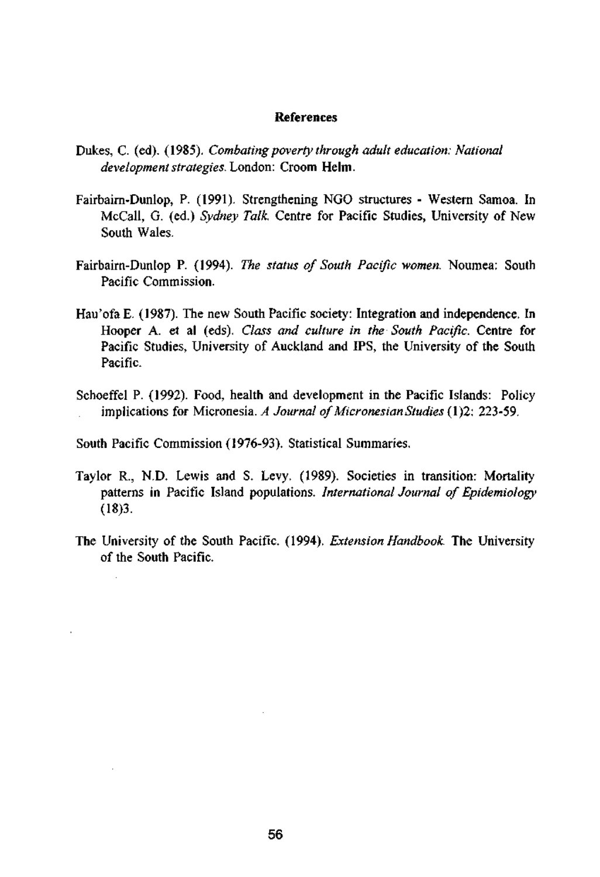**References**

Dukes, C. (ed). (1985). *Combating poverty through adult education: National development strategies.* London: Croom Helm.

Fairbairn-Dunlop, P. (1991). Strengthening NGO structures - Western Samoa. In McCall, G. (ed.) *Sydney Talk.* Centre for Pacific Studies, University of New South Wales.

Fairbairn-Dunlop P. (1994). *The status of South Pacific women.* Noumea: South Pacific Commission.

Hau'ofa E. (1987). The new South Pacific society: Integration and independence. In Hooper A. et al (eds). *Class and culture in the South Pacific.* Centre for Pacific Studies, University of Auckland and IPS, the University of the South Pacific.

Schoeffel P. (1992). Food, health and development in the Pacific Islands: Policy implications for Micronesia. *A Journal of Micronesian Studies* (1)2: 223-59.

South Pacific Commission (1976-93). Statistical Summaries.

Taylor R., N.D. Lewis and S. Levy. (1989). Societies in transition: Mortality patterns in Pacific Island populations. *International Journal of Epidemiology* (18)3.

The University of the South Pacific. (1994). *Extension Handbook.* The University of the South Pacific.